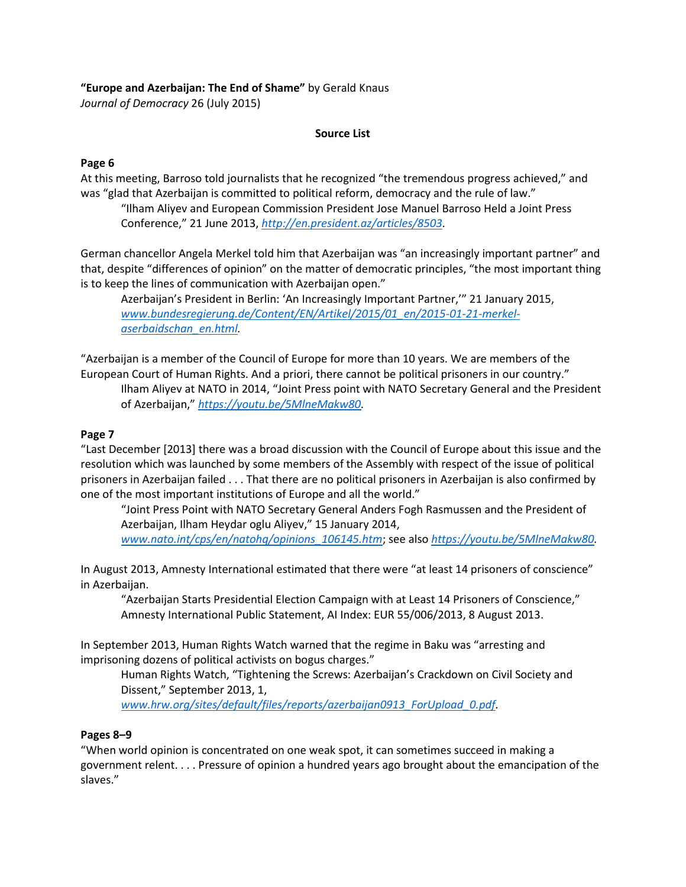**"Europe and Azerbaijan: The End of Shame"** by Gerald Knaus
*Journal of Democracy* 26 (July 2015)

**Source List**

**Page 6**

At this meeting, Barroso told journalists that he recognized "the tremendous progress achieved," and was "glad that Azerbaijan is committed to political reform, democracy and the rule of law."

> "Ilham Aliyev and European Commission President Jose Manuel Barroso Held a Joint Press Conference," 21 June 2013, *http://en.president.az/articles/8503.*

German chancellor Angela Merkel told him that Azerbaijan was "an increasingly important partner" and that, despite "differences of opinion" on the matter of democratic principles, "the most important thing is to keep the lines of communication with Azerbaijan open."

> Azerbaijan's President in Berlin: 'An Increasingly Important Partner,'" 21 January 2015, *www.bundesregierung.de/Content/EN/Artikel/2015/01_en/2015-01-21-merkel-aserbaidschan_en.html.*

"Azerbaijan is a member of the Council of Europe for more than 10 years. We are members of the European Court of Human Rights. And a priori, there cannot be political prisoners in our country."

> Ilham Aliyev at NATO in 2014, "Joint Press point with NATO Secretary General and the President of Azerbaijan," *https://youtu.be/5MlneMakw80.*

**Page 7**

"Last December [2013] there was a broad discussion with the Council of Europe about this issue and the resolution which was launched by some members of the Assembly with respect of the issue of political prisoners in Azerbaijan failed . . . That there are no political prisoners in Azerbaijan is also confirmed by one of the most important institutions of Europe and all the world."

> "Joint Press Point with NATO Secretary General Anders Fogh Rasmussen and the President of Azerbaijan, Ilham Heydar oglu Aliyev," 15 January 2014, *www.nato.int/cps/en/natohq/opinions_106145.htm*; see also *https://youtu.be/5MlneMakw80.*

In August 2013, Amnesty International estimated that there were "at least 14 prisoners of conscience" in Azerbaijan.

> "Azerbaijan Starts Presidential Election Campaign with at Least 14 Prisoners of Conscience," Amnesty International Public Statement, AI Index: EUR 55/006/2013, 8 August 2013.

In September 2013, Human Rights Watch warned that the regime in Baku was "arresting and imprisoning dozens of political activists on bogus charges."

> Human Rights Watch, "Tightening the Screws: Azerbaijan's Crackdown on Civil Society and Dissent," September 2013, 1, *www.hrw.org/sites/default/files/reports/azerbaijan0913_ForUpload_0.pdf*.

**Pages 8–9**

"When world opinion is concentrated on one weak spot, it can sometimes succeed in making a government relent. . . . Pressure of opinion a hundred years ago brought about the emancipation of the slaves."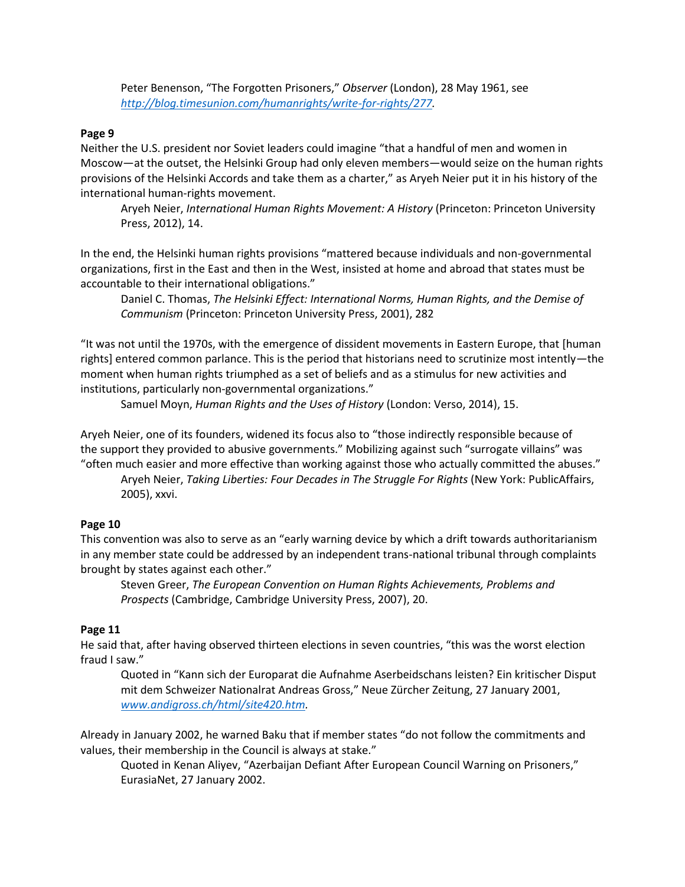Peter Benenson, “The Forgotten Prisoners,” *Observer* (London), 28 May 1961, see *http://blog.timesunion.com/humanrights/write-for-rights/277.*

**Page 9**

Neither the U.S. president nor Soviet leaders could imagine “that a handful of men and women in Moscow—at the outset, the Helsinki Group had only eleven members—would seize on the human rights provisions of the Helsinki Accords and take them as a charter,” as Aryeh Neier put it in his history of the international human-rights movement.

Aryeh Neier, *International Human Rights Movement: A History* (Princeton: Princeton University Press, 2012), 14.

In the end, the Helsinki human rights provisions “mattered because individuals and non-governmental organizations, first in the East and then in the West, insisted at home and abroad that states must be accountable to their international obligations.”

Daniel C. Thomas, *The Helsinki Effect: International Norms, Human Rights, and the Demise of Communism* (Princeton: Princeton University Press, 2001), 282

“It was not until the 1970s, with the emergence of dissident movements in Eastern Europe, that [human rights] entered common parlance. This is the period that historians need to scrutinize most intently—the moment when human rights triumphed as a set of beliefs and as a stimulus for new activities and institutions, particularly non-governmental organizations.”

Samuel Moyn, *Human Rights and the Uses of History* (London: Verso, 2014), 15.

Aryeh Neier, one of its founders, widened its focus also to “those indirectly responsible because of the support they provided to abusive governments.” Mobilizing against such “surrogate villains” was “often much easier and more effective than working against those who actually committed the abuses.”

Aryeh Neier, *Taking Liberties: Four Decades in The Struggle For Rights* (New York: PublicAffairs, 2005), xxvi.

**Page 10**

This convention was also to serve as an “early warning device by which a drift towards authoritarianism in any member state could be addressed by an independent trans-national tribunal through complaints brought by states against each other.”

Steven Greer, *The European Convention on Human Rights Achievements, Problems and Prospects* (Cambridge, Cambridge University Press, 2007), 20.

**Page 11**

He said that, after having observed thirteen elections in seven countries, “this was the worst election fraud I saw.”

Quoted in “Kann sich der Europarat die Aufnahme Aserbeidschans leisten? Ein kritischer Disput mit dem Schweizer Nationalrat Andreas Gross,” Neue Zürcher Zeitung, 27 January 2001, *www.andigross.ch/html/site420.htm.*

Already in January 2002, he warned Baku that if member states “do not follow the commitments and values, their membership in the Council is always at stake.”

Quoted in Kenan Aliyev, “Azerbaijan Defiant After European Council Warning on Prisoners,” EurasiaNet, 27 January 2002.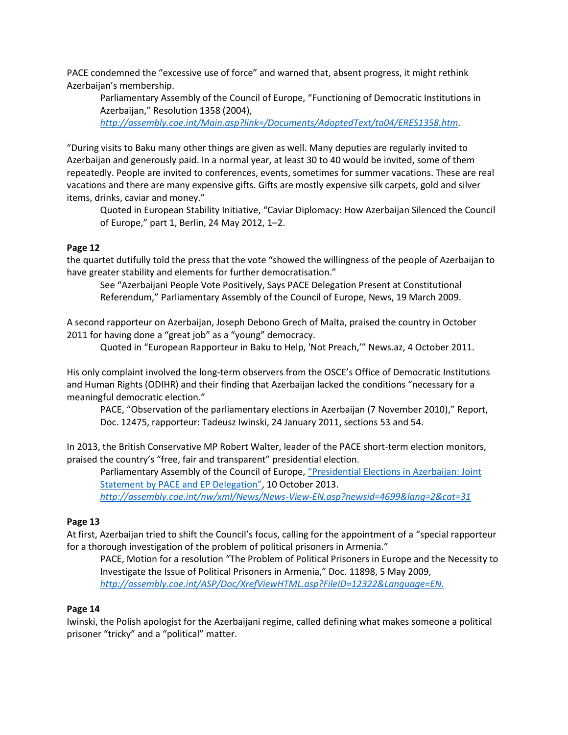PACE condemned the "excessive use of force" and warned that, absent progress, it might rethink Azerbaijan's membership.

> Parliamentary Assembly of the Council of Europe, "Functioning of Democratic Institutions in Azerbaijan," Resolution 1358 (2004), *http://assembly.coe.int/Main.asp?link=/Documents/AdoptedText/ta04/ERES1358.htm.*

"During visits to Baku many other things are given as well. Many deputies are regularly invited to Azerbaijan and generously paid. In a normal year, at least 30 to 40 would be invited, some of them repeatedly. People are invited to conferences, events, sometimes for summer vacations. These are real vacations and there are many expensive gifts. Gifts are mostly expensive silk carpets, gold and silver items, drinks, caviar and money."

> Quoted in European Stability Initiative, "Caviar Diplomacy: How Azerbaijan Silenced the Council of Europe," part 1, Berlin, 24 May 2012, 1–2.

**Page 12**

the quartet dutifully told the press that the vote "showed the willingness of the people of Azerbaijan to have greater stability and elements for further democratisation."

> See "Azerbaijani People Vote Positively, Says PACE Delegation Present at Constitutional Referendum," Parliamentary Assembly of the Council of Europe, News, 19 March 2009.

A second rapporteur on Azerbaijan, Joseph Debono Grech of Malta, praised the country in October 2011 for having done a "great job" as a "young" democracy.

> Quoted in "European Rapporteur in Baku to Help, 'Not Preach,'" News.az, 4 October 2011.

His only complaint involved the long-term observers from the OSCE's Office of Democratic Institutions and Human Rights (ODIHR) and their finding that Azerbaijan lacked the conditions "necessary for a meaningful democratic election."

> PACE, "Observation of the parliamentary elections in Azerbaijan (7 November 2010)," Report, Doc. 12475, rapporteur: Tadeusz Iwinski, 24 January 2011, sections 53 and 54.

In 2013, the British Conservative MP Robert Walter, leader of the PACE short-term election monitors, praised the country's "free, fair and transparent" presidential election.

> Parliamentary Assembly of the Council of Europe, "Presidential Elections in Azerbaijan: Joint Statement by PACE and EP Delegation", 10 October 2013. *http://assembly.coe.int/nw/xml/News/News-View-EN.asp?newsid=4699&lang=2&cat=31*

**Page 13**

At first, Azerbaijan tried to shift the Council's focus, calling for the appointment of a "special rapporteur for a thorough investigation of the problem of political prisoners in Armenia."

> PACE, Motion for a resolution "The Problem of Political Prisoners in Europe and the Necessity to Investigate the Issue of Political Prisoners in Armenia," Doc. 11898, 5 May 2009, *http://assembly.coe.int/ASP/Doc/XrefViewHTML.asp?FileID=12322&Language=EN.*

**Page 14**

Iwinski, the Polish apologist for the Azerbaijani regime, called defining what makes someone a political prisoner "tricky" and a "political" matter.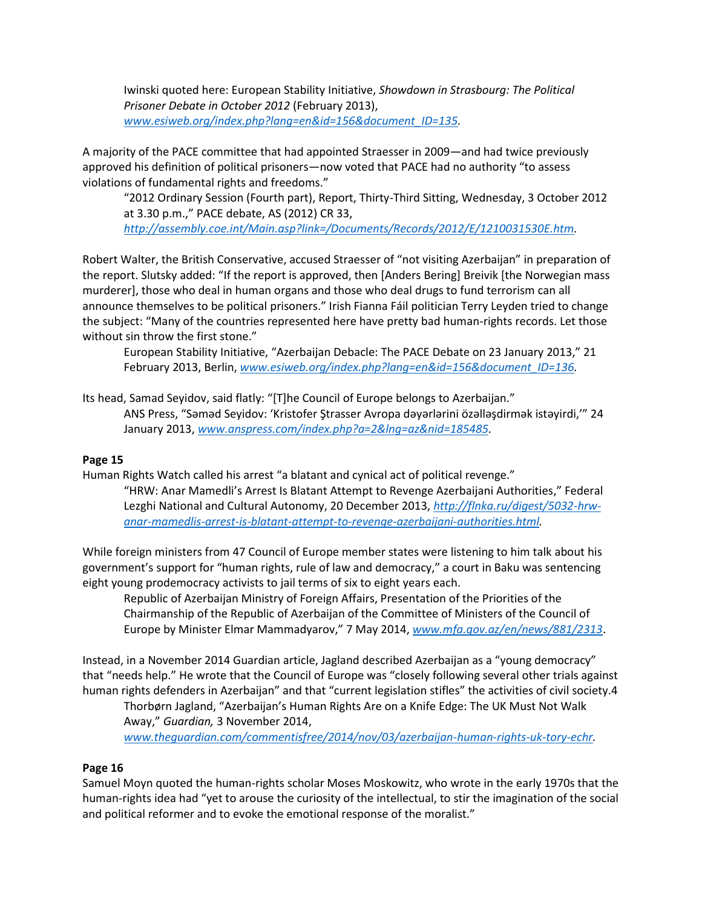Iwinski quoted here: European Stability Initiative, *Showdown in Strasbourg: The Political Prisoner Debate in October 2012* (February 2013), *www.esiweb.org/index.php?lang=en&id=156&document_ID=135.*

A majority of the PACE committee that had appointed Straesser in 2009—and had twice previously approved his definition of political prisoners—now voted that PACE had no authority "to assess violations of fundamental rights and freedoms."

"2012 Ordinary Session (Fourth part), Report, Thirty-Third Sitting, Wednesday, 3 October 2012 at 3.30 p.m.," PACE debate, AS (2012) CR 33, *http://assembly.coe.int/Main.asp?link=/Documents/Records/2012/E/1210031530E.htm.*

Robert Walter, the British Conservative, accused Straesser of "not visiting Azerbaijan" in preparation of the report. Slutsky added: "If the report is approved, then [Anders Bering] Breivik [the Norwegian mass murderer], those who deal in human organs and those who deal drugs to fund terrorism can all announce themselves to be political prisoners." Irish Fianna Fáil politician Terry Leyden tried to change the subject: "Many of the countries represented here have pretty bad human-rights records. Let those without sin throw the first stone."

European Stability Initiative, "Azerbaijan Debacle: The PACE Debate on 23 January 2013," 21 February 2013, Berlin, *www.esiweb.org/index.php?lang=en&id=156&document_ID=136.*

Its head, Samad Seyidov, said flatly: "[T]he Council of Europe belongs to Azerbaijan."

ANS Press, "Səməd Seyidov: 'Kristofer Ştrasser Avropa dəyərlərini özəlləşdirmək istəyirdi,'" 24 January 2013, *www.anspress.com/index.php?a=2&lng=az&nid=185485.*

**Page 15**

Human Rights Watch called his arrest "a blatant and cynical act of political revenge."

"HRW: Anar Mamedli's Arrest Is Blatant Attempt to Revenge Azerbaijani Authorities," Federal Lezghi National and Cultural Autonomy, 20 December 2013, *http://flnka.ru/digest/5032-hrw-anar-mamedlis-arrest-is-blatant-attempt-to-revenge-azerbaijani-authorities.html.*

While foreign ministers from 47 Council of Europe member states were listening to him talk about his government's support for "human rights, rule of law and democracy," a court in Baku was sentencing eight young prodemocracy activists to jail terms of six to eight years each.

Republic of Azerbaijan Ministry of Foreign Affairs, Presentation of the Priorities of the Chairmanship of the Republic of Azerbaijan of the Committee of Ministers of the Council of Europe by Minister Elmar Mammadyarov," 7 May 2014, www.mfa.gov.az/en/news/881/2313.

Instead, in a November 2014 Guardian article, Jagland described Azerbaijan as a "young democracy" that "needs help." He wrote that the Council of Europe was "closely following several other trials against human rights defenders in Azerbaijan" and that "current legislation stifles" the activities of civil society.4

Thorbørn Jagland, "Azerbaijan's Human Rights Are on a Knife Edge: The UK Must Not Walk Away," *Guardian,* 3 November 2014, *www.theguardian.com/commentisfree/2014/nov/03/azerbaijan-human-rights-uk-tory-echr.*

**Page 16**

Samuel Moyn quoted the human-rights scholar Moses Moskowitz, who wrote in the early 1970s that the human-rights idea had "yet to arouse the curiosity of the intellectual, to stir the imagination of the social and political reformer and to evoke the emotional response of the moralist."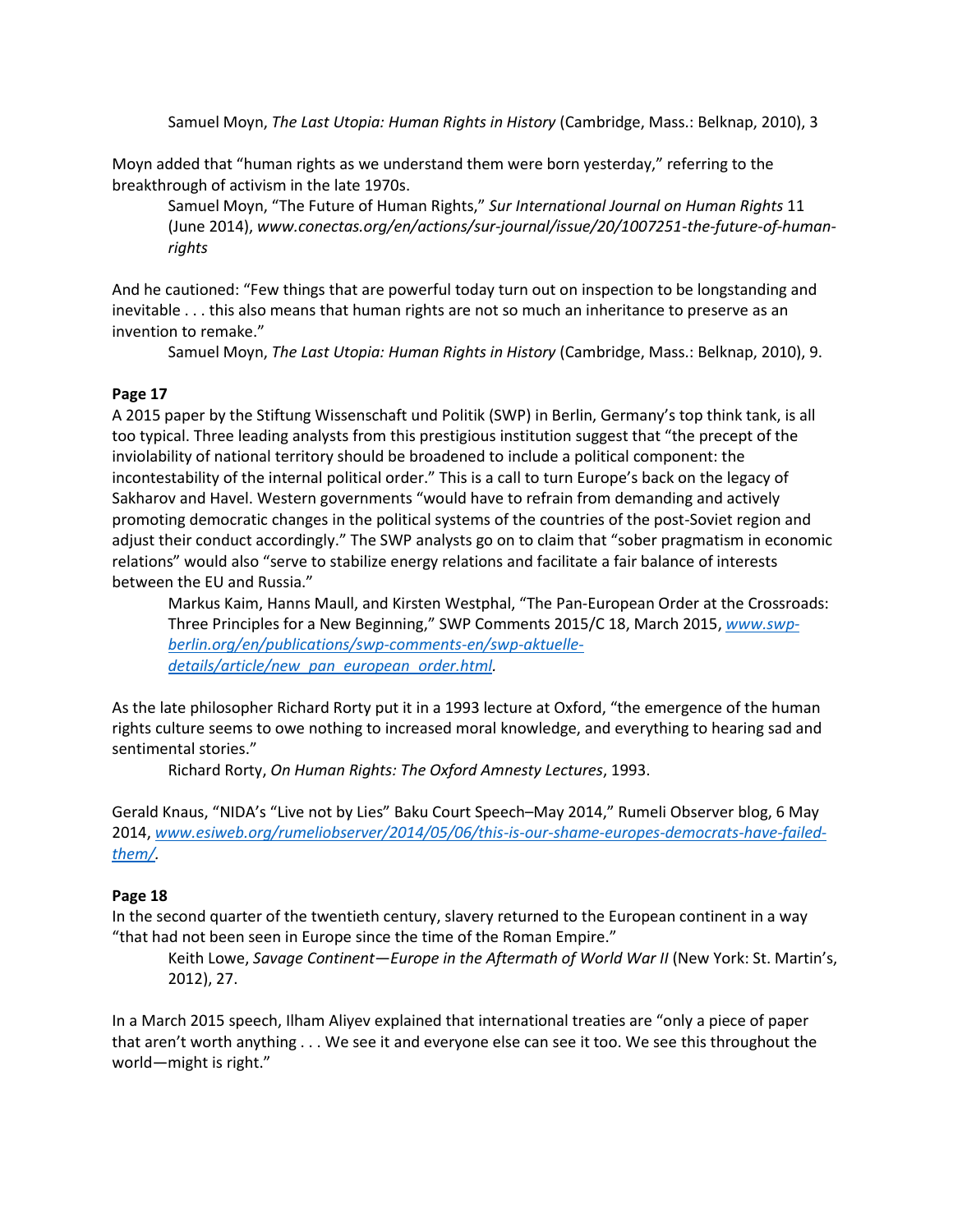Samuel Moyn, *The Last Utopia: Human Rights in History* (Cambridge, Mass.: Belknap, 2010), 3

Moyn added that "human rights as we understand them were born yesterday," referring to the breakthrough of activism in the late 1970s.

Samuel Moyn, "The Future of Human Rights," *Sur International Journal on Human Rights* 11 (June 2014), *www.conectas.org/en/actions/sur-journal/issue/20/1007251-the-future-of-human-rights*

And he cautioned: "Few things that are powerful today turn out on inspection to be longstanding and inevitable . . . this also means that human rights are not so much an inheritance to preserve as an invention to remake."

Samuel Moyn, *The Last Utopia: Human Rights in History* (Cambridge, Mass.: Belknap, 2010), 9.

**Page 17**

A 2015 paper by the Stiftung Wissenschaft und Politik (SWP) in Berlin, Germany's top think tank, is all too typical. Three leading analysts from this prestigious institution suggest that "the precept of the inviolability of national territory should be broadened to include a political component: the incontestability of the internal political order." This is a call to turn Europe's back on the legacy of Sakharov and Havel. Western governments "would have to refrain from demanding and actively promoting democratic changes in the political systems of the countries of the post-Soviet region and adjust their conduct accordingly." The SWP analysts go on to claim that "sober pragmatism in economic relations" would also "serve to stabilize energy relations and facilitate a fair balance of interests between the EU and Russia."

Markus Kaim, Hanns Maull, and Kirsten Westphal, "The Pan-European Order at the Crossroads: Three Principles for a New Beginning," SWP Comments 2015/C 18, March 2015, *www.swp-berlin.org/en/publications/swp-comments-en/swp-aktuelle-details/article/new_pan_european_order.html.*

As the late philosopher Richard Rorty put it in a 1993 lecture at Oxford, "the emergence of the human rights culture seems to owe nothing to increased moral knowledge, and everything to hearing sad and sentimental stories."

Richard Rorty, *On Human Rights: The Oxford Amnesty Lectures*, 1993.

Gerald Knaus, "NIDA's "Live not by Lies" Baku Court Speech–May 2014," Rumeli Observer blog, 6 May 2014, *www.esiweb.org/rumeliobserver/2014/05/06/this-is-our-shame-europes-democrats-have-failed-them/.*

**Page 18**

In the second quarter of the twentieth century, slavery returned to the European continent in a way "that had not been seen in Europe since the time of the Roman Empire."

Keith Lowe, *Savage Continent—Europe in the Aftermath of World War II* (New York: St. Martin's, 2012), 27.

In a March 2015 speech, Ilham Aliyev explained that international treaties are "only a piece of paper that aren't worth anything . . . We see it and everyone else can see it too. We see this throughout the world—might is right."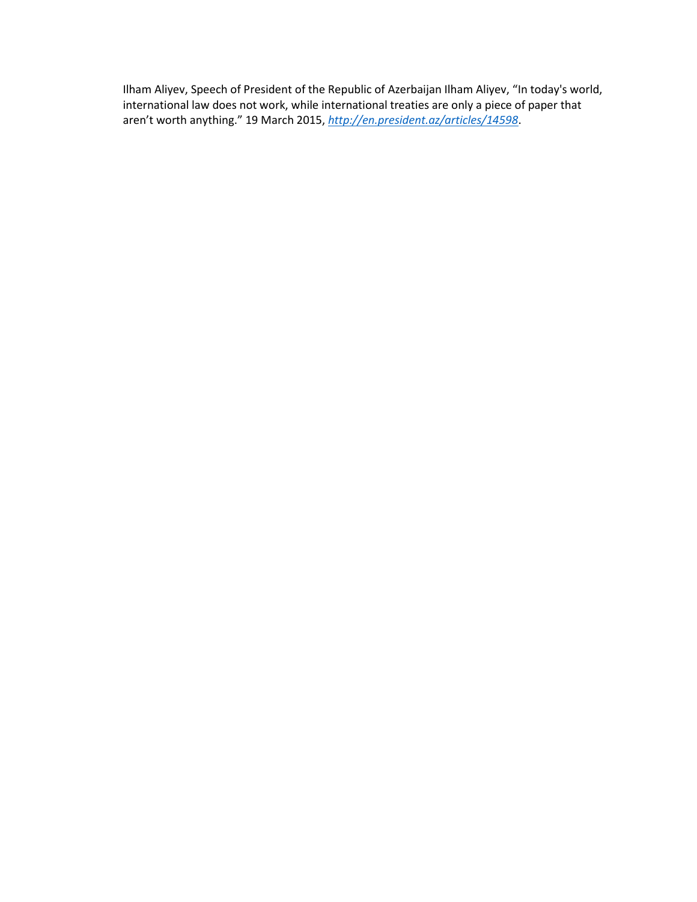Ilham Aliyev, Speech of President of the Republic of Azerbaijan Ilham Aliyev, "In today's world, international law does not work, while international treaties are only a piece of paper that aren't worth anything." 19 March 2015, *[http://en.president.az/articles/14598](http://en.president.az/articles/14598)*.